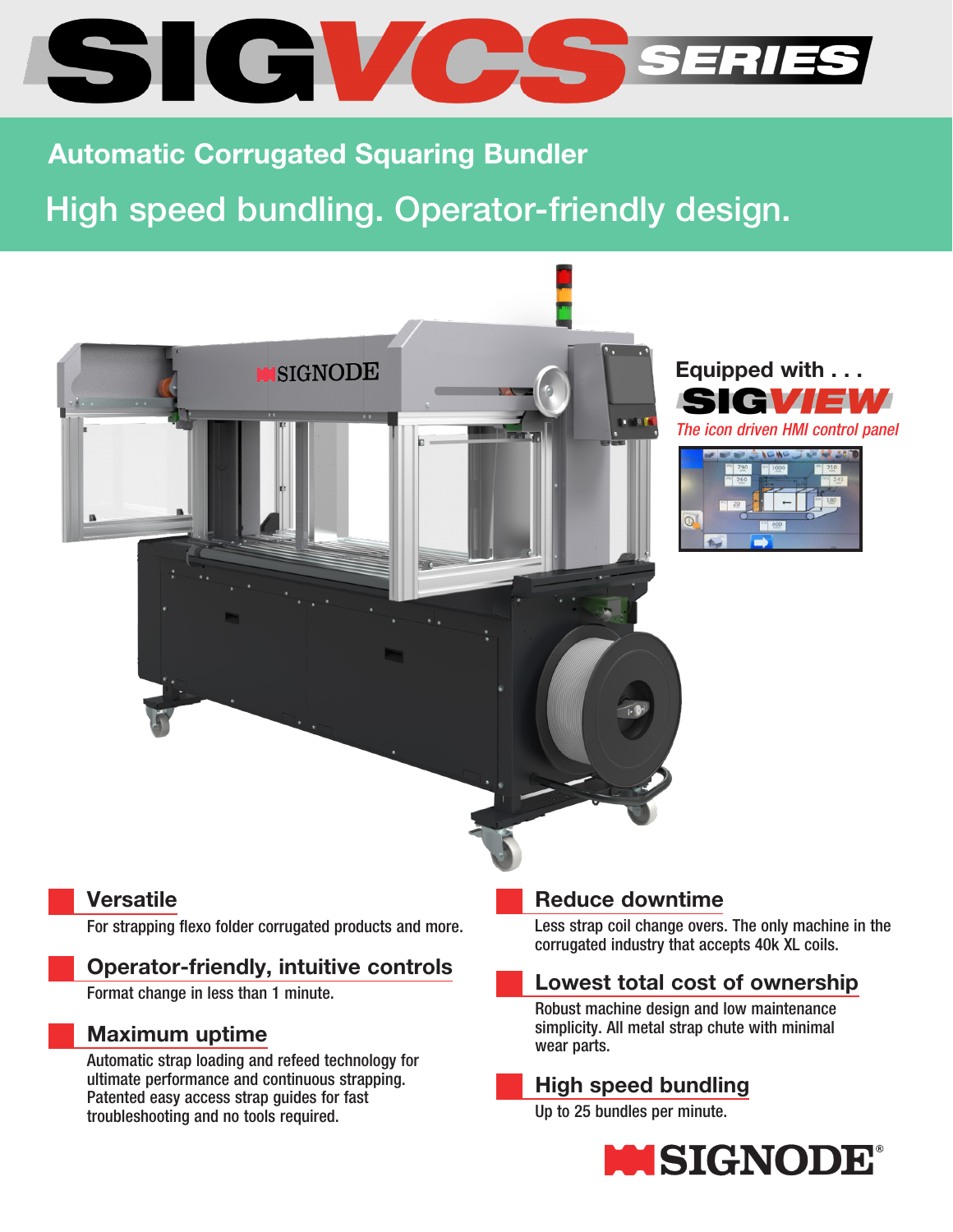# SIGVCS SERIES

## Automatic Corrugated Squaring Bundler

High speed bundling. Operator-friendly design.

Equipped with . . .

**SIGVIEW**

*The icon driven HMI control panel*

### Versatile

For strapping flexo folder corrugated products and more.

### Operator-friendly, intuitive controls

Format change in less than 1 minute.

### Maximum uptime

Automatic strap loading and refeed technology for ultimate performance and continuous strapping. Patented easy access strap guides for fast troubleshooting and no tools required.

### Reduce downtime

Less strap coil change overs. The only machine in the corrugated industry that accepts 40k XL coils.

### Lowest total cost of ownership

Robust machine design and low maintenance simplicity. All metal strap chute with minimal wear parts.

### High speed bundling

Up to 25 bundles per minute.

SIGNODE®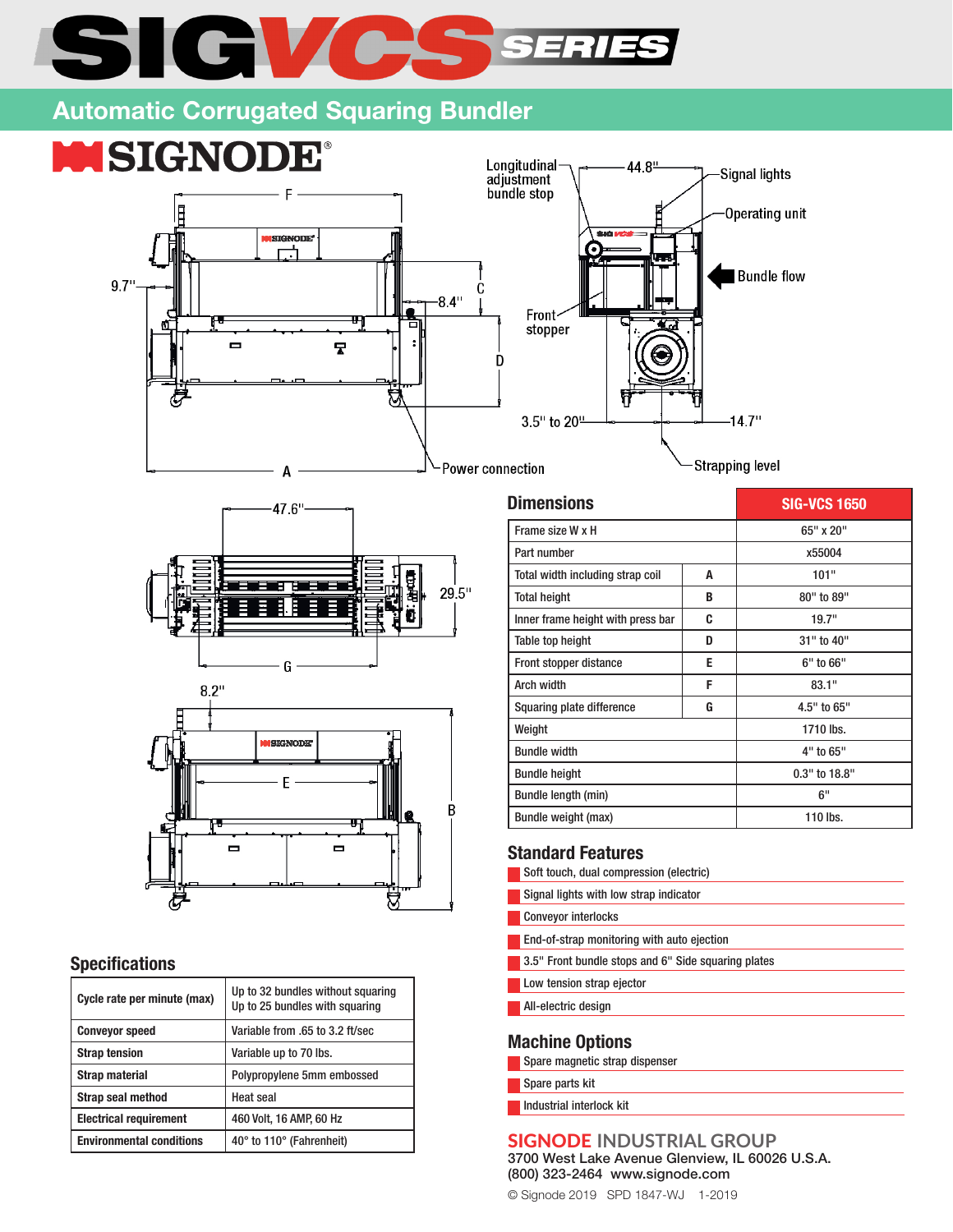# SIGVCS SERIES

## Automatic Corrugated Squaring Bundler

SIGNODE®

Longitudinal adjustment bundle stop

44.8"

Signal lights

Operating unit

Bundle flow

Front stopper

3.5" to 20"

14.7"

Strapping level

F

9.7"

8.4"

C

D

A

Power connection

47.6"

29.5"

G

8.2"

E

B

## Dimensions

| Dimensions | | SIG-VCS 1650 |
|---|---|---|
| Frame size W x H | | 65" x 20" |
| Part number | | x55004 |
| Total width including strap coil | A | 101" |
| Total height | B | 80" to 89" |
| Inner frame height with press bar | C | 19.7" |
| Table top height | D | 31" to 40" |
| Front stopper distance | E | 6" to 66" |
| Arch width | F | 83.1" |
| Squaring plate difference | G | 4.5" to 65" |
| Weight | | 1710 lbs. |
| Bundle width | | 4" to 65" |
| Bundle height | | 0.3" to 18.8" |
| Bundle length (min) | | 6" |
| Bundle weight (max) | | 110 lbs. |

## Specifications

| | |
|---|---|
| **Cycle rate per minute (max)** | Up to 32 bundles without squaring<br>Up to 25 bundles with squaring |
| **Conveyor speed** | Variable from .65 to 3.2 ft/sec |
| **Strap tension** | Variable up to 70 lbs. |
| **Strap material** | Polypropylene 5mm embossed |
| **Strap seal method** | Heat seal |
| **Electrical requirement** | 460 Volt, 16 AMP, 60 Hz |
| **Environmental conditions** | 40° to 110° (Fahrenheit) |

## Standard Features

- Soft touch, dual compression (electric)
- Signal lights with low strap indicator
- Conveyor interlocks
- End-of-strap monitoring with auto ejection
- 3.5" Front bundle stops and 6" Side squaring plates
- Low tension strap ejector
- All-electric design

## Machine Options

- Spare magnetic strap dispenser
- Spare parts kit
- Industrial interlock kit

**SIGNODE INDUSTRIAL GROUP**
3700 West Lake Avenue Glenview, IL 60026 U.S.A.
(800) 323-2464 www.signode.com

© Signode 2019 SPD 1847-WJ 1-2019